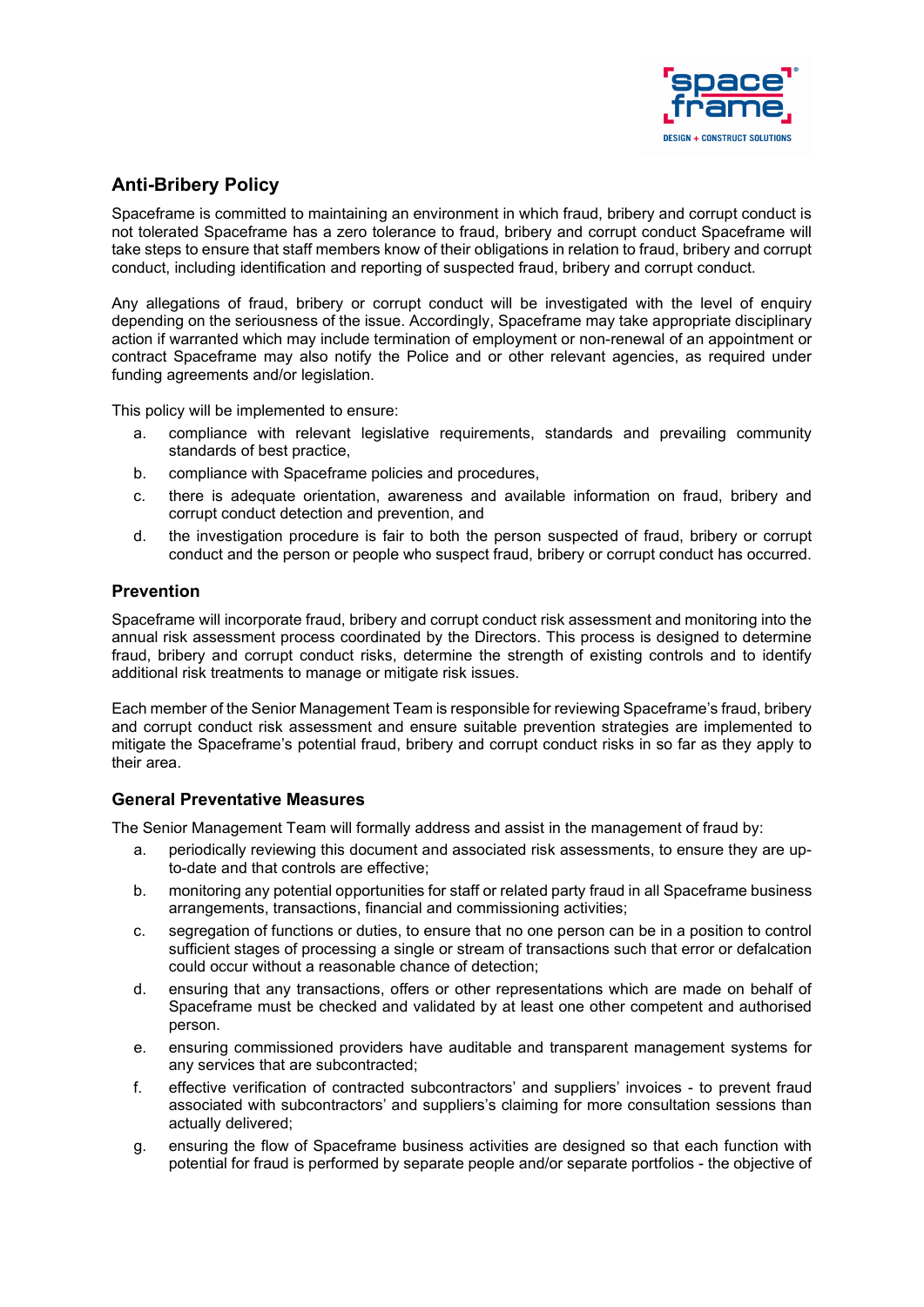## Anti-Bribery Policy

Spaceframe is committed to maintaining an environment in which fraud, bribery and corrupt conduct is not tolerated Spaceframe has a zero tolerance to fraud, bribery and corrupt conduct Spaceframe will take steps to ensure that staff members know of their obligations in relation to fraud, bribery and corrupt conduct, including identification and reporting of suspected fraud, bribery and corrupt conduct.

Any allegations of fraud, bribery or corrupt conduct will be investigated with the level of enquiry depending on the seriousness of the issue. Accordingly, Spaceframe may take appropriate disciplinary action if warranted which may include termination of employment or non-renewal of an appointment or contract Spaceframe may also notify the Police and or other relevant agencies, as required under funding agreements and/or legislation.

This policy will be implemented to ensure:

a. compliance with relevant legislative requirements, standards and prevailing community standards of best practice,
b. compliance with Spaceframe policies and procedures,
c. there is adequate orientation, awareness and available information on fraud, bribery and corrupt conduct detection and prevention, and
d. the investigation procedure is fair to both the person suspected of fraud, bribery or corrupt conduct and the person or people who suspect fraud, bribery or corrupt conduct has occurred.

### Prevention

Spaceframe will incorporate fraud, bribery and corrupt conduct risk assessment and monitoring into the annual risk assessment process coordinated by the Directors. This process is designed to determine fraud, bribery and corrupt conduct risks, determine the strength of existing controls and to identify additional risk treatments to manage or mitigate risk issues.

Each member of the Senior Management Team is responsible for reviewing Spaceframe's fraud, bribery and corrupt conduct risk assessment and ensure suitable prevention strategies are implemented to mitigate the Spaceframe's potential fraud, bribery and corrupt conduct risks in so far as they apply to their area.

### General Preventative Measures

The Senior Management Team will formally address and assist in the management of fraud by:

a. periodically reviewing this document and associated risk assessments, to ensure they are up-to-date and that controls are effective;
b. monitoring any potential opportunities for staff or related party fraud in all Spaceframe business arrangements, transactions, financial and commissioning activities;
c. segregation of functions or duties, to ensure that no one person can be in a position to control sufficient stages of processing a single or stream of transactions such that error or defalcation could occur without a reasonable chance of detection;
d. ensuring that any transactions, offers or other representations which are made on behalf of Spaceframe must be checked and validated by at least one other competent and authorised person.
e. ensuring commissioned providers have auditable and transparent management systems for any services that are subcontracted;
f. effective verification of contracted subcontractors' and suppliers' invoices - to prevent fraud associated with subcontractors' and suppliers's claiming for more consultation sessions than actually delivered;
g. ensuring the flow of Spaceframe business activities are designed so that each function with potential for fraud is performed by separate people and/or separate portfolios - the objective of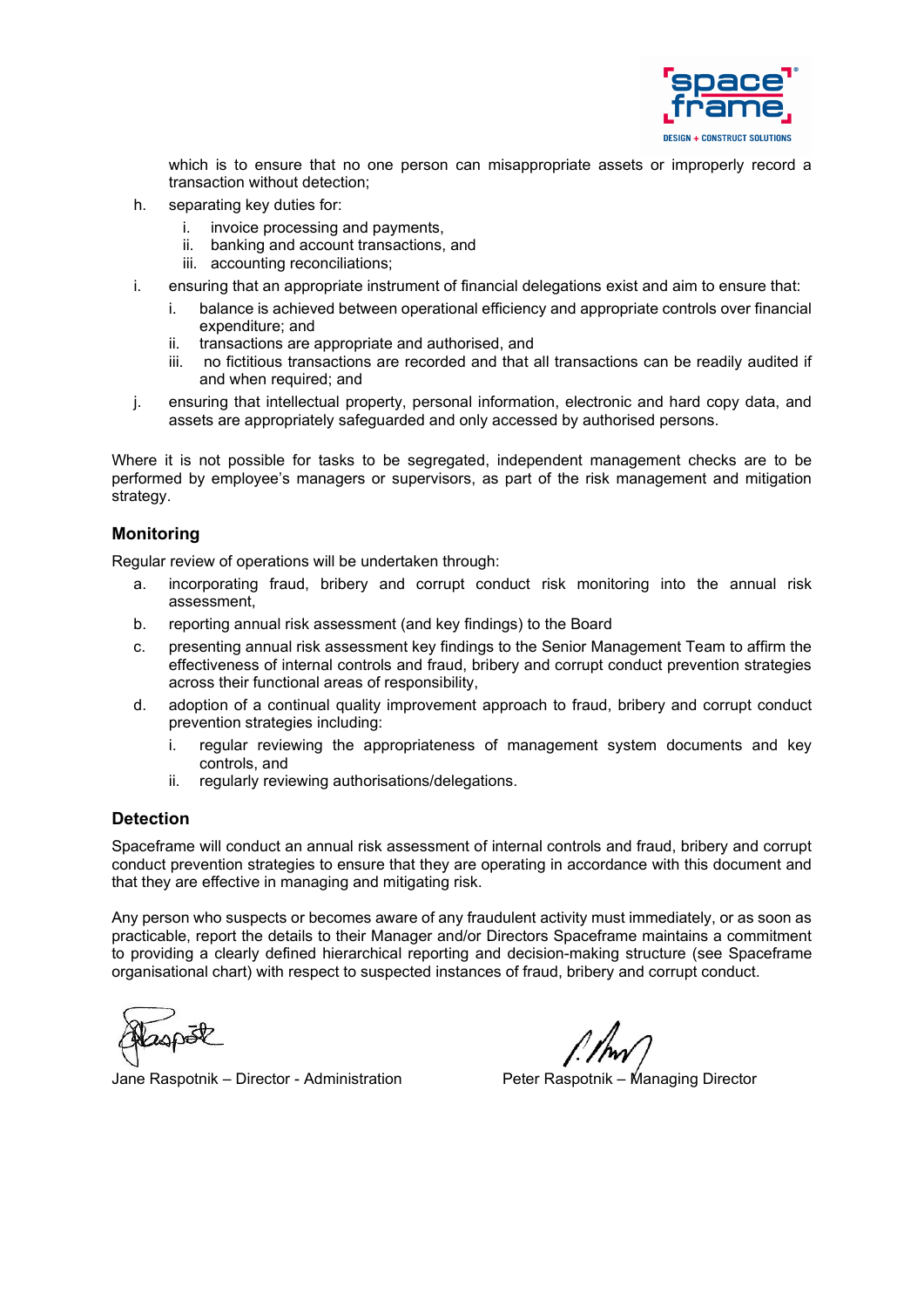which is to ensure that no one person can misappropriate assets or improperly record a transaction without detection;

h. separating key duties for:
   i. invoice processing and payments,
   ii. banking and account transactions, and
   iii. accounting reconciliations;

i. ensuring that an appropriate instrument of financial delegations exist and aim to ensure that:
   i. balance is achieved between operational efficiency and appropriate controls over financial expenditure; and
   ii. transactions are appropriate and authorised, and
   iii. no fictitious transactions are recorded and that all transactions can be readily audited if and when required; and

j. ensuring that intellectual property, personal information, electronic and hard copy data, and assets are appropriately safeguarded and only accessed by authorised persons.

Where it is not possible for tasks to be segregated, independent management checks are to be performed by employee's managers or supervisors, as part of the risk management and mitigation strategy.

## Monitoring

Regular review of operations will be undertaken through:

a. incorporating fraud, bribery and corrupt conduct risk monitoring into the annual risk assessment,
b. reporting annual risk assessment (and key findings) to the Board
c. presenting annual risk assessment key findings to the Senior Management Team to affirm the effectiveness of internal controls and fraud, bribery and corrupt conduct prevention strategies across their functional areas of responsibility,
d. adoption of a continual quality improvement approach to fraud, bribery and corrupt conduct prevention strategies including:
   i. regular reviewing the appropriateness of management system documents and key controls, and
   ii. regularly reviewing authorisations/delegations.

## Detection

Spaceframe will conduct an annual risk assessment of internal controls and fraud, bribery and corrupt conduct prevention strategies to ensure that they are operating in accordance with this document and that they are effective in managing and mitigating risk.

Any person who suspects or becomes aware of any fraudulent activity must immediately, or as soon as practicable, report the details to their Manager and/or Directors Spaceframe maintains a commitment to providing a clearly defined hierarchical reporting and decision-making structure (see Spaceframe organisational chart) with respect to suspected instances of fraud, bribery and corrupt conduct.

Jane Raspotnik – Director - Administration

Peter Raspotnik – Managing Director